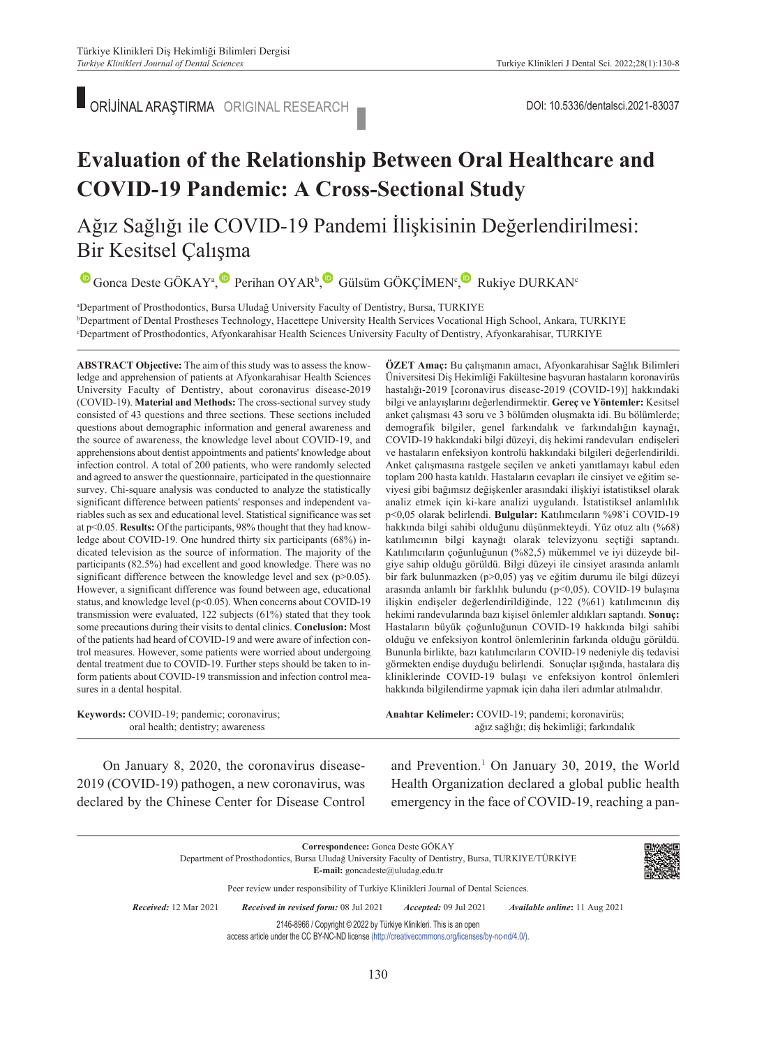ORİJİNAL ARAŞTIRMA ORIGINAL RESEARCH

DOI: 10.5336/dentalsci.2021-83037

# Evaluation of the Relationship Between Oral Healthcare and COVID-19 Pandemic: A Cross-Sectional Study

## Ağız Sağlığı ile COVID-19 Pandemi İlişkisinin Değerlendirilmesi: Bir Kesitsel Çalışma

Gonca Deste GÖKAY[a], Perihan OYAR[b], Gülsüm GÖKÇİMEN[c], Rukiye DURKAN[c]

[a]Department of Prosthodontics, Bursa Uludağ University Faculty of Dentistry, Bursa, TURKIYE
[b]Department of Dental Prostheses Technology, Hacettepe University Health Services Vocational High School, Ankara, TURKIYE
[c]Department of Prosthodontics, Afyonkarahisar Health Sciences University Faculty of Dentistry, Afyonkarahisar, TURKIYE

**ABSTRACT Objective:** The aim of this study was to assess the knowledge and apprehension of patients at Afyonkarahisar Health Sciences University Faculty of Dentistry, about coronavirus disease-2019 (COVID-19). **Material and Methods:** The cross-sectional survey study consisted of 43 questions and three sections. These sections included questions about demographic information and general awareness and the source of awareness, the knowledge level about COVID-19, and apprehensions about dentist appointments and patients' knowledge about infection control. A total of 200 patients, who were randomly selected and agreed to answer the questionnaire, participated in the questionnaire survey. Chi-square analysis was conducted to analyze the statistically significant difference between patients' responses and independent variables such as sex and educational level. Statistical significance was set at $p<0.05$. **Results:** Of the participants, 98% thought that they had knowledge about COVID-19. One hundred thirty six participants (68%) indicated television as the source of information. The majority of the participants (82.5%) had excellent and good knowledge. There was no significant difference between the knowledge level and sex ($p>0.05$). However, a significant difference was found between age, educational status, and knowledge level ($p<0.05$). When concerns about COVID-19 transmission were evaluated, 122 subjects (61%) stated that they took some precautions during their visits to dental clinics. **Conclusion:** Most of the patients had heard of COVID-19 and were aware of infection control measures. However, some patients were worried about undergoing dental treatment due to COVID-19. Further steps should be taken to inform patients about COVID-19 transmission and infection control measures in a dental hospital.

**Keywords:** COVID-19; pandemic; coronavirus; oral health; dentistry; awareness

**ÖZET Amaç:** Bu çalışmanın amacı, Afyonkarahisar Sağlık Bilimleri Üniversitesi Diş Hekimliği Fakültesine başvuran hastaların koronavirüs hastalığı-2019 [coronavirus disease-2019 (COVID-19)] hakkındaki bilgi ve anlayışlarını değerlendirmektir. **Gereç ve Yöntemler:** Kesitsel anket çalışması 43 soru ve 3 bölümden oluşmakta idi. Bu bölümlerde; demografik bilgiler, genel farkındalık ve farkındalığın kaynağı, COVID-19 hakkındaki bilgi düzeyi, diş hekimi randevuları endişeleri ve hastaların enfeksiyon kontrolü hakkındaki bilgileri değerlendirildi. Anket çalışmasına rastgele seçilen ve anketi yanıtlamayı kabul eden toplam 200 hasta katıldı. Hastaların cevapları ile cinsiyet ve eğitim seviyesi gibi bağımsız değişkenler arasındaki ilişkiyi istatistiksel olarak analiz etmek için ki-kare analizi uygulandı. İstatistiksel anlamlılık $p<0,05$ olarak belirlendi. **Bulgular:** Katılımcıların %98'i COVID-19 hakkında bilgi sahibi olduğunu düşünmekteydi. Yüz otuz altı (%68) katılımcının bilgi kaynağı olarak televizyonu seçtiği saptandı. Katılımcıların çoğunluğunun (%82,5) mükemmel ve iyi düzeyde bilgiye sahip olduğu görüldü. Bilgi düzeyi ile cinsiyet arasında anlamlı bir fark bulunmazken ($p>0,05$) yaş ve eğitim durumu ile bilgi düzeyi arasında anlamlı bir farklılık bulundu ($p<0,05$). COVID-19 bulaşına ilişkin endişeler değerlendirildiğinde, 122 (%61) katılımcının diş hekimi randevularında bazı kişisel önlemler aldıkları saptandı. **Sonuç:** Hastaların büyük çoğunluğunun COVID-19 hakkında bilgi sahibi olduğu ve enfeksiyon kontrol önlemlerinin farkında olduğu görüldü. Bununla birlikte, bazı katılımcıların COVID-19 nedeniyle diş tedavisi görmekten endişe duyduğu belirlendi. Sonuçlar ışığında, hastalara diş kliniklerinde COVID-19 bulaşı ve enfeksiyon kontrol önlemleri hakkında bilgilendirme yapmak için daha ileri adımlar atılmalıdır.

**Anahtar Kelimeler:** COVID-19; pandemi; koronavirüs; ağız sağlığı; diş hekimliği; farkındalık

On January 8, 2020, the coronavirus disease-2019 (COVID-19) pathogen, a new coronavirus, was declared by the Chinese Center for Disease Control and Prevention.[1] On January 30, 2019, the World Health Organization declared a global public health emergency in the face of COVID-19, reaching a pan-

**Correspondence:** Gonca Deste GÖKAY
Department of Prosthodontics, Bursa Uludağ University Faculty of Dentistry, Bursa, TURKIYE/TÜRKİYE
**E-mail:** goncadeste@uludag.edu.tr

Peer review under responsibility of Turkiye Klinikleri Journal of Dental Sciences.

*Received:* 12 Mar 2021 *Received in revised form:* 08 Jul 2021 *Accepted:* 09 Jul 2021 *Available online:* 11 Aug 2021

2146-8966 / Copyright © 2022 by Türkiye Klinikleri. This is an open access article under the CC BY-NC-ND license (http://creativecommons.org/licenses/by-nc-nd/4.0/).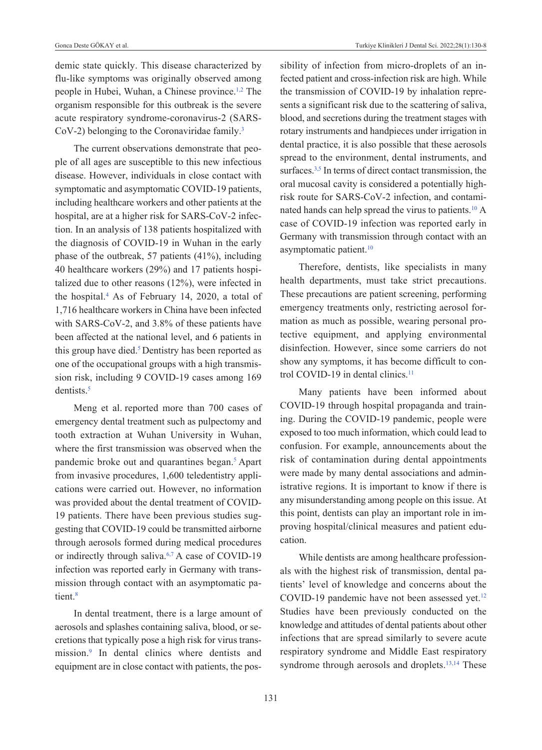demic state quickly. This disease characterized by flu-like symptoms was originally observed among people in Hubei, Wuhan, a Chinese province.[1,2] The organism responsible for this outbreak is the severe acute respiratory syndrome-coronavirus-2 (SARS-CoV-2) belonging to the Coronaviridae family.[3]

The current observations demonstrate that people of all ages are susceptible to this new infectious disease. However, individuals in close contact with symptomatic and asymptomatic COVID-19 patients, including healthcare workers and other patients at the hospital, are at a higher risk for SARS-CoV-2 infection. In an analysis of 138 patients hospitalized with the diagnosis of COVID-19 in Wuhan in the early phase of the outbreak, 57 patients (41%), including 40 healthcare workers (29%) and 17 patients hospitalized due to other reasons (12%), were infected in the hospital.[4] As of February 14, 2020, a total of 1,716 healthcare workers in China have been infected with SARS-CoV-2, and 3.8% of these patients have been affected at the national level, and 6 patients in this group have died.[5] Dentistry has been reported as one of the occupational groups with a high transmission risk, including 9 COVID-19 cases among 169 dentists.[5]

Meng et al. reported more than 700 cases of emergency dental treatment such as pulpectomy and tooth extraction at Wuhan University in Wuhan, where the first transmission was observed when the pandemic broke out and quarantines began.[5] Apart from invasive procedures, 1,600 teledentistry applications were carried out. However, no information was provided about the dental treatment of COVID-19 patients. There have been previous studies suggesting that COVID-19 could be transmitted airborne through aerosols formed during medical procedures or indirectly through saliva.[6,7] A case of COVID-19 infection was reported early in Germany with transmission through contact with an asymptomatic patient.[8]

In dental treatment, there is a large amount of aerosols and splashes containing saliva, blood, or secretions that typically pose a high risk for virus transmission.[9] In dental clinics where dentists and equipment are in close contact with patients, the possibility of infection from micro-droplets of an infected patient and cross-infection risk are high. While the transmission of COVID-19 by inhalation represents a significant risk due to the scattering of saliva, blood, and secretions during the treatment stages with rotary instruments and handpieces under irrigation in dental practice, it is also possible that these aerosols spread to the environment, dental instruments, and surfaces.[3,5] In terms of direct contact transmission, the oral mucosal cavity is considered a potentially high-risk route for SARS-CoV-2 infection, and contaminated hands can help spread the virus to patients.[10] A case of COVID-19 infection was reported early in Germany with transmission through contact with an asymptomatic patient.[10]

Therefore, dentists, like specialists in many health departments, must take strict precautions. These precautions are patient screening, performing emergency treatments only, restricting aerosol formation as much as possible, wearing personal protective equipment, and applying environmental disinfection. However, since some carriers do not show any symptoms, it has become difficult to control COVID-19 in dental clinics.[11]

Many patients have been informed about COVID-19 through hospital propaganda and training. During the COVID-19 pandemic, people were exposed to too much information, which could lead to confusion. For example, announcements about the risk of contamination during dental appointments were made by many dental associations and administrative regions. It is important to know if there is any misunderstanding among people on this issue. At this point, dentists can play an important role in improving hospital/clinical measures and patient education.

While dentists are among healthcare professionals with the highest risk of transmission, dental patients' level of knowledge and concerns about the COVID-19 pandemic have not been assessed yet.[12] Studies have been previously conducted on the knowledge and attitudes of dental patients about other infections that are spread similarly to severe acute respiratory syndrome and Middle East respiratory syndrome through aerosols and droplets.[13,14] These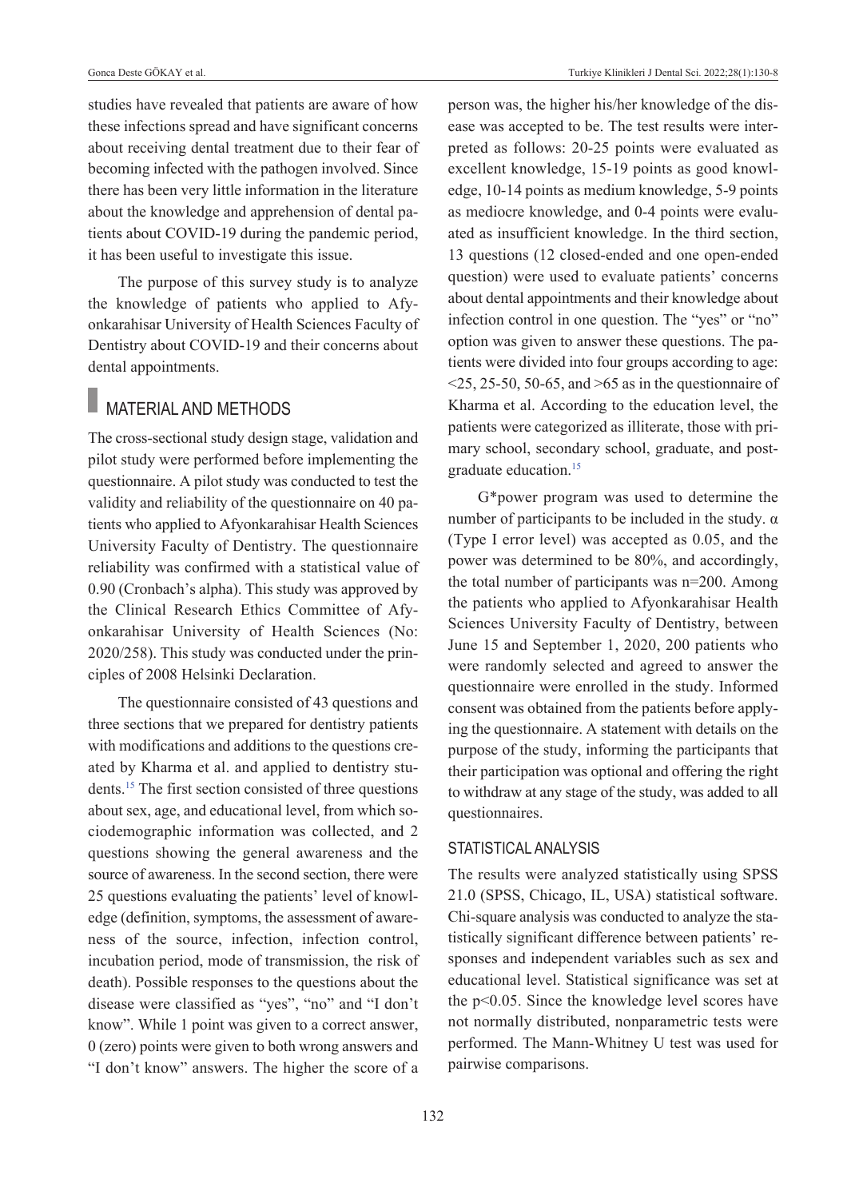studies have revealed that patients are aware of how these infections spread and have significant concerns about receiving dental treatment due to their fear of becoming infected with the pathogen involved. Since there has been very little information in the literature about the knowledge and apprehension of dental patients about COVID-19 during the pandemic period, it has been useful to investigate this issue.

The purpose of this survey study is to analyze the knowledge of patients who applied to Afyonkarahisar University of Health Sciences Faculty of Dentistry about COVID-19 and their concerns about dental appointments.

## MATERIAL AND METHODS

The cross-sectional study design stage, validation and pilot study were performed before implementing the questionnaire. A pilot study was conducted to test the validity and reliability of the questionnaire on 40 patients who applied to Afyonkarahisar Health Sciences University Faculty of Dentistry. The questionnaire reliability was confirmed with a statistical value of 0.90 (Cronbach's alpha). This study was approved by the Clinical Research Ethics Committee of Afyonkarahisar University of Health Sciences (No: 2020/258). This study was conducted under the principles of 2008 Helsinki Declaration.

The questionnaire consisted of 43 questions and three sections that we prepared for dentistry patients with modifications and additions to the questions created by Kharma et al. and applied to dentistry students.[15] The first section consisted of three questions about sex, age, and educational level, from which sociodemographic information was collected, and 2 questions showing the general awareness and the source of awareness. In the second section, there were 25 questions evaluating the patients' level of knowledge (definition, symptoms, the assessment of awareness of the source, infection, infection control, incubation period, mode of transmission, the risk of death). Possible responses to the questions about the disease were classified as "yes", "no" and "I don't know". While 1 point was given to a correct answer, 0 (zero) points were given to both wrong answers and "I don't know" answers. The higher the score of a person was, the higher his/her knowledge of the disease was accepted to be. The test results were interpreted as follows: 20-25 points were evaluated as excellent knowledge, 15-19 points as good knowledge, 10-14 points as medium knowledge, 5-9 points as mediocre knowledge, and 0-4 points were evaluated as insufficient knowledge. In the third section, 13 questions (12 closed-ended and one open-ended question) were used to evaluate patients' concerns about dental appointments and their knowledge about infection control in one question. The "yes" or "no" option was given to answer these questions. The patients were divided into four groups according to age: <25, 25-50, 50-65, and >65 as in the questionnaire of Kharma et al. According to the education level, the patients were categorized as illiterate, those with primary school, secondary school, graduate, and postgraduate education.[15]

G*power program was used to determine the number of participants to be included in the study. α (Type I error level) was accepted as 0.05, and the power was determined to be 80%, and accordingly, the total number of participants was n=200. Among the patients who applied to Afyonkarahisar Health Sciences University Faculty of Dentistry, between June 15 and September 1, 2020, 200 patients who were randomly selected and agreed to answer the questionnaire were enrolled in the study. Informed consent was obtained from the patients before applying the questionnaire. A statement with details on the purpose of the study, informing the participants that their participation was optional and offering the right to withdraw at any stage of the study, was added to all questionnaires.

### STATISTICAL ANALYSIS

The results were analyzed statistically using SPSS 21.0 (SPSS, Chicago, IL, USA) statistical software. Chi-square analysis was conducted to analyze the statistically significant difference between patients' responses and independent variables such as sex and educational level. Statistical significance was set at the $p<0.05$. Since the knowledge level scores have not normally distributed, nonparametric tests were performed. The Mann-Whitney U test was used for pairwise comparisons.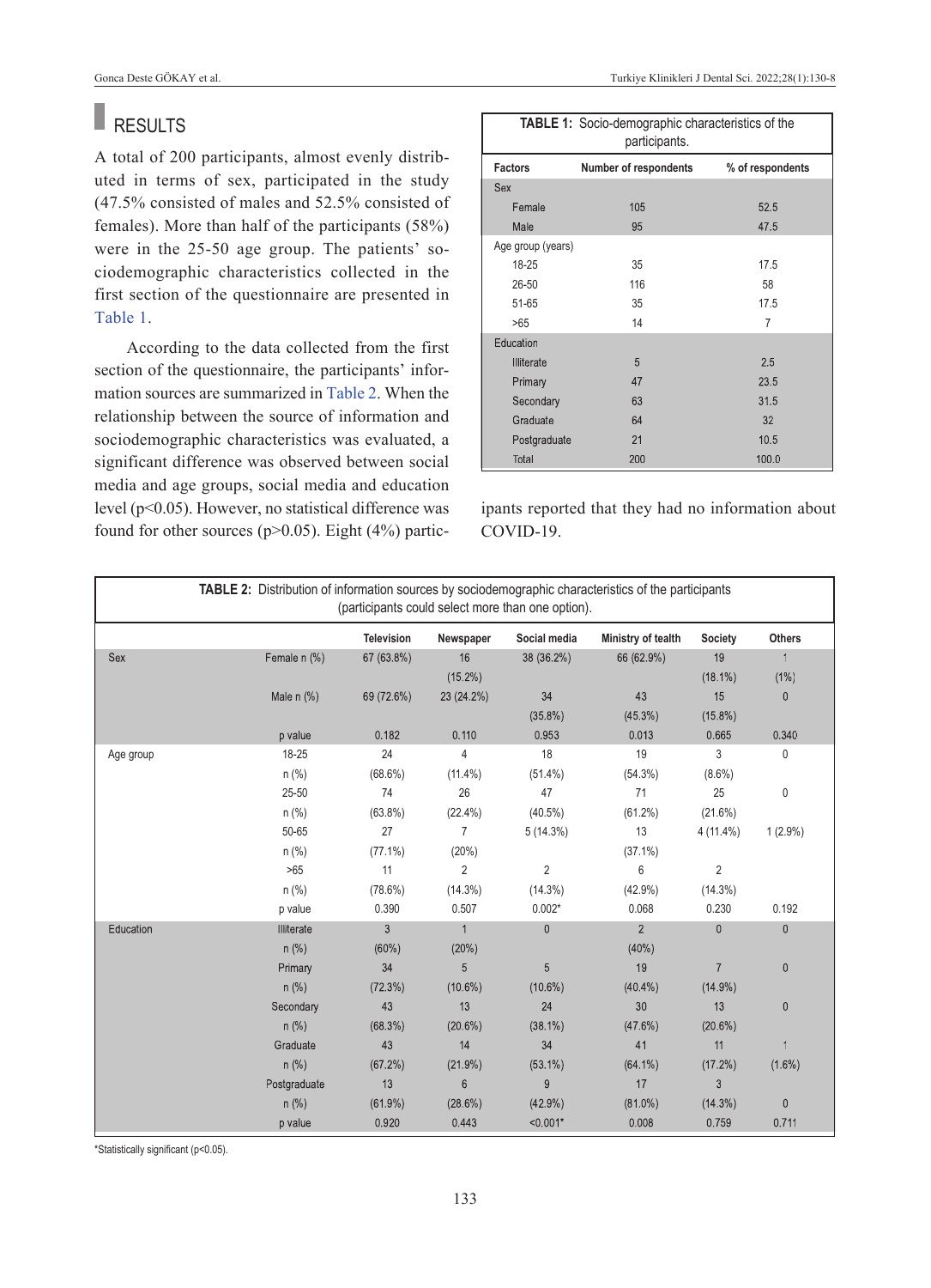## RESULTS

A total of 200 participants, almost evenly distributed in terms of sex, participated in the study (47.5% consisted of males and 52.5% consisted of females). More than half of the participants (58%) were in the 25-50 age group. The patients' sociodemographic characteristics collected in the first section of the questionnaire are presented in Table 1.

**TABLE 1:** Socio-demographic characteristics of the participants.

| Factors | Number of respondents | % of respondents |
|---|---|---|
| Sex | | |
| Female | 105 | 52.5 |
| Male | 95 | 47.5 |
| Age group (years) | | |
| 18-25 | 35 | 17.5 |
| 26-50 | 116 | 58 |
| 51-65 | 35 | 17.5 |
| >65 | 14 | 7 |
| Education | | |
| Illiterate | 5 | 2.5 |
| Primary | 47 | 23.5 |
| Secondary | 63 | 31.5 |
| Graduate | 64 | 32 |
| Postgraduate | 21 | 10.5 |
| Total | 200 | 100.0 |

According to the data collected from the first section of the questionnaire, the participants' information sources are summarized in Table 2. When the relationship between the source of information and sociodemographic characteristics was evaluated, a significant difference was observed between social media and age groups, social media and education level ($p<0.05$). However, no statistical difference was found for other sources ($p>0.05$). Eight (4%) participants reported that they had no information about COVID-19.

**TABLE 2:** Distribution of information sources by sociodemographic characteristics of the participants (participants could select more than one option).

| | | Television | Newspaper | Social media | Ministry of tealth | Society | Others |
|---|---|---|---|---|---|---|---|
| Sex | Female n (%) | 67 (63.8%) | 16 (15.2%) | 38 (36.2%) | 66 (62.9%) | 19 (18.1%) | 1 (1%) |
| | Male n (%) | 69 (72.6%) | 23 (24.2%) | 34 (35.8%) | 43 (45.3%) | 15 (15.8%) | 0 |
| | p value | 0.182 | 0.110 | 0.953 | 0.013 | 0.665 | 0.340 |
| Age group | 18-25 n (%) | 24 (68.6%) | 4 (11.4%) | 18 (51.4%) | 19 (54.3%) | 3 (8.6%) | 0 |
| | 25-50 n (%) | 74 (63.8%) | 26 (22.4%) | 47 (40.5%) | 71 (61.2%) | 25 (21.6%) | 0 |
| | 50-65 n (%) | 27 (77.1%) | 7 (20%) | 5 (14.3%) | 13 (37.1%) | 4 (11.4%) | 1 (2.9%) |
| | >65 n (%) | 11 (78.6%) | 2 (14.3%) | 2 (14.3%) | 6 (42.9%) | 2 (14.3%) | |
| | p value | 0.390 | 0.507 | 0.002* | 0.068 | 0.230 | 0.192 |
| Education | Illiterate n (%) | 3 (60%) | 1 (20%) | 0 | 2 (40%) | 0 | 0 |
| | Primary n (%) | 34 (72.3%) | 5 (10.6%) | 5 (10.6%) | 19 (40.4%) | 7 (14.9%) | 0 |
| | Secondary n (%) | 43 (68.3%) | 13 (20.6%) | 24 (38.1%) | 30 (47.6%) | 13 (20.6%) | 0 |
| | Graduate n (%) | 43 (67.2%) | 14 (21.9%) | 34 (53.1%) | 41 (64.1%) | 11 (17.2%) | 1 (1.6%) |
| | Postgraduate n (%) | 13 (61.9%) | 6 (28.6%) | 9 (42.9%) | 17 (81.0%) | 3 (14.3%) | 0 |
| | p value | 0.920 | 0.443 | <0.001* | 0.008 | 0.759 | 0.711 |

*Statistically significant ($p<0.05$).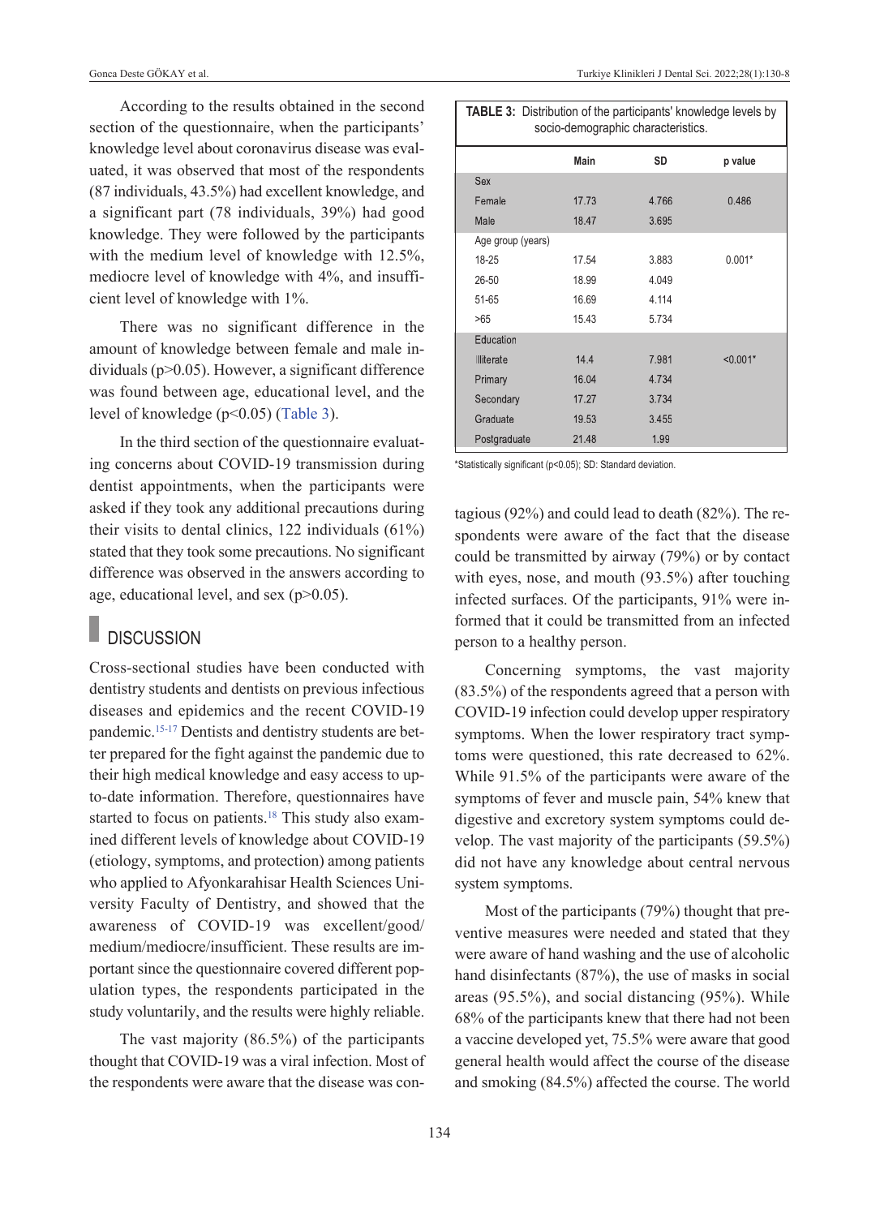According to the results obtained in the second section of the questionnaire, when the participants' knowledge level about coronavirus disease was evaluated, it was observed that most of the respondents (87 individuals, 43.5%) had excellent knowledge, and a significant part (78 individuals, 39%) had good knowledge. They were followed by the participants with the medium level of knowledge with 12.5%, mediocre level of knowledge with 4%, and insufficient level of knowledge with 1%.

There was no significant difference in the amount of knowledge between female and male individuals (p>0.05). However, a significant difference was found between age, educational level, and the level of knowledge (p<0.05) (Table 3).

In the third section of the questionnaire evaluating concerns about COVID-19 transmission during dentist appointments, when the participants were asked if they took any additional precautions during their visits to dental clinics, 122 individuals (61%) stated that they took some precautions. No significant difference was observed in the answers according to age, educational level, and sex (p>0.05).

**TABLE 3:** Distribution of the participants' knowledge levels by socio-demographic characteristics.

| | Main | SD | p value |
|---|---|---|---|
| Sex | | | |
| Female | 17.73 | 4.766 | 0.486 |
| Male | 18.47 | 3.695 | |
| Age group (years) | | | |
| 18-25 | 17.54 | 3.883 | 0.001* |
| 26-50 | 18.99 | 4.049 | |
| 51-65 | 16.69 | 4.114 | |
| >65 | 15.43 | 5.734 | |
| Education | | | |
| Illiterate | 14.4 | 7.981 | <0.001* |
| Primary | 16.04 | 4.734 | |
| Secondary | 17.27 | 3.734 | |
| Graduate | 19.53 | 3.455 | |
| Postgraduate | 21.48 | 1.99 | |

*Statistically significant (p<0.05); SD: Standard deviation.

## DISCUSSION

Cross-sectional studies have been conducted with dentistry students and dentists on previous infectious diseases and epidemics and the recent COVID-19 pandemic.[15-17] Dentists and dentistry students are better prepared for the fight against the pandemic due to their high medical knowledge and easy access to up-to-date information. Therefore, questionnaires have started to focus on patients.[18] This study also examined different levels of knowledge about COVID-19 (etiology, symptoms, and protection) among patients who applied to Afyonkarahisar Health Sciences University Faculty of Dentistry, and showed that the awareness of COVID-19 was excellent/good/medium/mediocre/insufficient. These results are important since the questionnaire covered different population types, the respondents participated in the study voluntarily, and the results were highly reliable.

The vast majority (86.5%) of the participants thought that COVID-19 was a viral infection. Most of the respondents were aware that the disease was contagious (92%) and could lead to death (82%). The respondents were aware of the fact that the disease could be transmitted by airway (79%) or by contact with eyes, nose, and mouth (93.5%) after touching infected surfaces. Of the participants, 91% were informed that it could be transmitted from an infected person to a healthy person.

Concerning symptoms, the vast majority (83.5%) of the respondents agreed that a person with COVID-19 infection could develop upper respiratory symptoms. When the lower respiratory tract symptoms were questioned, this rate decreased to 62%. While 91.5% of the participants were aware of the symptoms of fever and muscle pain, 54% knew that digestive and excretory system symptoms could develop. The vast majority of the participants (59.5%) did not have any knowledge about central nervous system symptoms.

Most of the participants (79%) thought that preventive measures were needed and stated that they were aware of hand washing and the use of alcoholic hand disinfectants (87%), the use of masks in social areas (95.5%), and social distancing (95%). While 68% of the participants knew that there had not been a vaccine developed yet, 75.5% were aware that good general health would affect the course of the disease and smoking (84.5%) affected the course. The world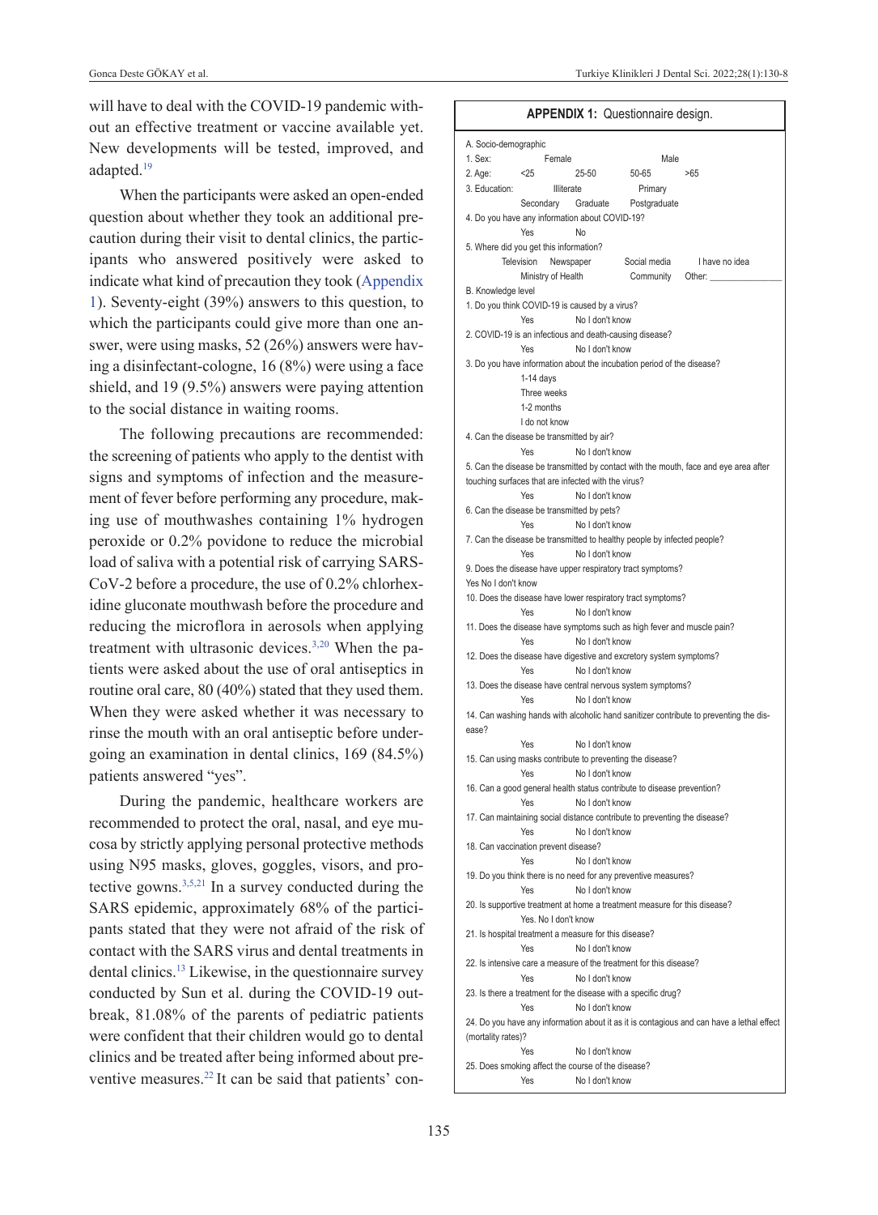will have to deal with the COVID-19 pandemic without an effective treatment or vaccine available yet. New developments will be tested, improved, and adapted.[19]

When the participants were asked an open-ended question about whether they took an additional precaution during their visit to dental clinics, the participants who answered positively were asked to indicate what kind of precaution they took (Appendix 1). Seventy-eight (39%) answers to this question, to which the participants could give more than one answer, were using masks, 52 (26%) answers were having a disinfectant-cologne, 16 (8%) were using a face shield, and 19 (9.5%) answers were paying attention to the social distance in waiting rooms.

The following precautions are recommended: the screening of patients who apply to the dentist with signs and symptoms of infection and the measurement of fever before performing any procedure, making use of mouthwashes containing 1% hydrogen peroxide or 0.2% povidone to reduce the microbial load of saliva with a potential risk of carrying SARS-CoV-2 before a procedure, the use of 0.2% chlorhexidine gluconate mouthwash before the procedure and reducing the microflora in aerosols when applying treatment with ultrasonic devices.[3,20] When the patients were asked about the use of oral antiseptics in routine oral care, 80 (40%) stated that they used them. When they were asked whether it was necessary to rinse the mouth with an oral antiseptic before undergoing an examination in dental clinics, 169 (84.5%) patients answered "yes".

During the pandemic, healthcare workers are recommended to protect the oral, nasal, and eye mucosa by strictly applying personal protective methods using N95 masks, gloves, goggles, visors, and protective gowns.[3,5,21] In a survey conducted during the SARS epidemic, approximately 68% of the participants stated that they were not afraid of the risk of contact with the SARS virus and dental treatments in dental clinics.[13] Likewise, in the questionnaire survey conducted by Sun et al. during the COVID-19 outbreak, 81.08% of the parents of pediatric patients were confident that their children would go to dental clinics and be treated after being informed about preventive measures.[22] It can be said that patients' con-

**APPENDIX 1:** Questionnaire design.

A. Socio-demographic

1. Sex: Female Male
2. Age: <25 25-50 50-65 >65
3. Education: Illiterate Primary Secondary Graduate Postgraduate
4. Do you have any information about COVID-19?
   Yes No
5. Where did you get this information?
   Television Newspaper Social media I have no idea
   Ministry of Health Community Other: ______________

B. Knowledge level

1. Do you think COVID-19 is caused by a virus?
   Yes No I don't know
2. COVID-19 is an infectious and death-causing disease?
   Yes No I don't know
3. Do you have information about the incubation period of the disease?
   1-14 days
   Three weeks
   1-2 months
   I do not know
4. Can the disease be transmitted by air?
   Yes No I don't know
5. Can the disease be transmitted by contact with the mouth, face and eye area after touching surfaces that are infected with the virus?
   Yes No I don't know
6. Can the disease be transmitted by pets?
   Yes No I don't know
7. Can the disease be transmitted to healthy people by infected people?
   Yes No I don't know

9. Does the disease have upper respiratory tract symptoms?
   Yes No I don't know
10. Does the disease have lower respiratory tract symptoms?
    Yes No I don't know
11. Does the disease have symptoms such as high fever and muscle pain?
    Yes No I don't know
12. Does the disease have digestive and excretory system symptoms?
    Yes No I don't know
13. Does the disease have central nervous system symptoms?
    Yes No I don't know
14. Can washing hands with alcoholic hand sanitizer contribute to preventing the disease?
    Yes No I don't know
15. Can using masks contribute to preventing the disease?
    Yes No I don't know
16. Can a good general health status contribute to disease prevention?
    Yes No I don't know
17. Can maintaining social distance contribute to preventing the disease?
    Yes No I don't know
18. Can vaccination prevent disease?
    Yes No I don't know
19. Do you think there is no need for any preventive measures?
    Yes No I don't know
20. Is supportive treatment at home a treatment measure for this disease?
    Yes. No I don't know
21. Is hospital treatment a measure for this disease?
    Yes No I don't know
22. Is intensive care a measure of the treatment for this disease?
    Yes No I don't know
23. Is there a treatment for the disease with a specific drug?
    Yes No I don't know
24. Do you have any information about it as it is contagious and can have a lethal effect (mortality rates)?
    Yes No I don't know
25. Does smoking affect the course of the disease?
    Yes No I don't know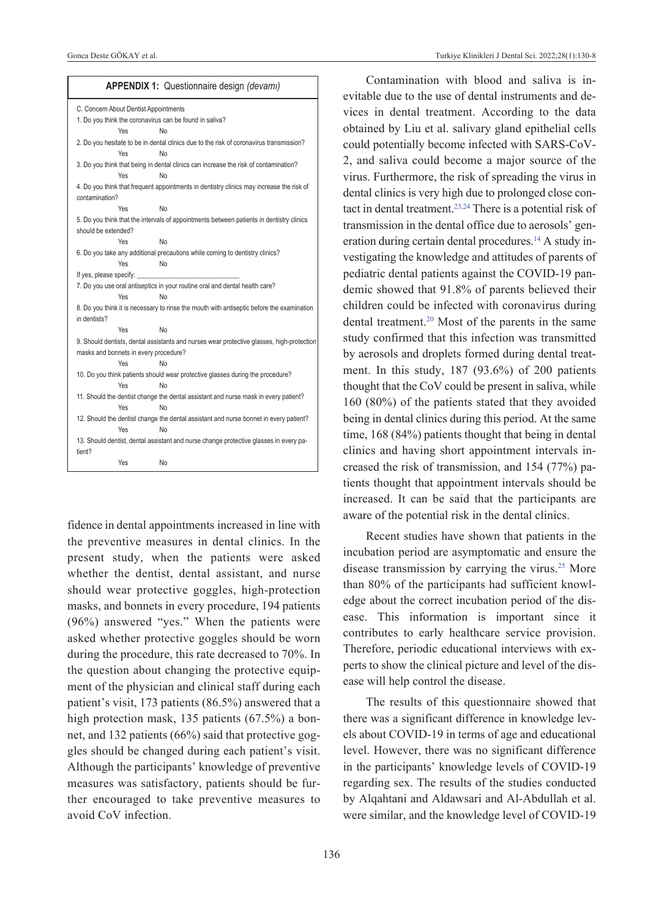**APPENDIX 1:** Questionnaire design *(devamı)*

C. Concern About Dentist Appointments

1. Do you think the coronavirus can be found in saliva?
   Yes No
2. Do you hesitate to be in dental clinics due to the risk of coronavirus transmission?
   Yes No
3. Do you think that being in dental clinics can increase the risk of contamination?
   Yes No
4. Do you think that frequent appointments in dentistry clinics may increase the risk of contamination?
   Yes No
5. Do you think that the intervals of appointments between patients in dentistry clinics should be extended?
   Yes No
6. Do you take any additional precautions while coming to dentistry clinics?
   Yes No
   If yes, please specify: ___________________________
7. Do you use oral antiseptics in your routine oral and dental health care?
   Yes No
8. Do you think it is necessary to rinse the mouth with antiseptic before the examination in dentists?
   Yes No
9. Should dentists, dental assistants and nurses wear protective glasses, high-protection masks and bonnets in every procedure?
   Yes No
10. Do you think patients should wear protective glasses during the procedure?
    Yes No
11. Should the dentist change the dental assistant and nurse mask in every patient?
    Yes No
12. Should the dentist change the dental assistant and nurse bonnet in every patient?
    Yes No
13. Should dentist, dental assistant and nurse change protective glasses in every patient?
    Yes No

fidence in dental appointments increased in line with the preventive measures in dental clinics. In the present study, when the patients were asked whether the dentist, dental assistant, and nurse should wear protective goggles, high-protection masks, and bonnets in every procedure, 194 patients (96%) answered "yes." When the patients were asked whether protective goggles should be worn during the procedure, this rate decreased to 70%. In the question about changing the protective equipment of the physician and clinical staff during each patient's visit, 173 patients (86.5%) answered that a high protection mask, 135 patients (67.5%) a bonnet, and 132 patients (66%) said that protective goggles should be changed during each patient's visit. Although the participants' knowledge of preventive measures was satisfactory, patients should be further encouraged to take preventive measures to avoid CoV infection.

Contamination with blood and saliva is inevitable due to the use of dental instruments and devices in dental treatment. According to the data obtained by Liu et al. salivary gland epithelial cells could potentially become infected with SARS-CoV-2, and saliva could become a major source of the virus. Furthermore, the risk of spreading the virus in dental clinics is very high due to prolonged close contact in dental treatment.[23,24] There is a potential risk of transmission in the dental office due to aerosols' generation during certain dental procedures.[14] A study investigating the knowledge and attitudes of parents of pediatric dental patients against the COVID-19 pandemic showed that 91.8% of parents believed their children could be infected with coronavirus during dental treatment.[20] Most of the parents in the same study confirmed that this infection was transmitted by aerosols and droplets formed during dental treatment. In this study, 187 (93.6%) of 200 patients thought that the CoV could be present in saliva, while 160 (80%) of the patients stated that they avoided being in dental clinics during this period. At the same time, 168 (84%) patients thought that being in dental clinics and having short appointment intervals increased the risk of transmission, and 154 (77%) patients thought that appointment intervals should be increased. It can be said that the participants are aware of the potential risk in the dental clinics.

Recent studies have shown that patients in the incubation period are asymptomatic and ensure the disease transmission by carrying the virus.[25] More than 80% of the participants had sufficient knowledge about the correct incubation period of the disease. This information is important since it contributes to early healthcare service provision. Therefore, periodic educational interviews with experts to show the clinical picture and level of the disease will help control the disease.

The results of this questionnaire showed that there was a significant difference in knowledge levels about COVID-19 in terms of age and educational level. However, there was no significant difference in the participants' knowledge levels of COVID-19 regarding sex. The results of the studies conducted by Alqahtani and Aldawsari and Al-Abdullah et al. were similar, and the knowledge level of COVID-19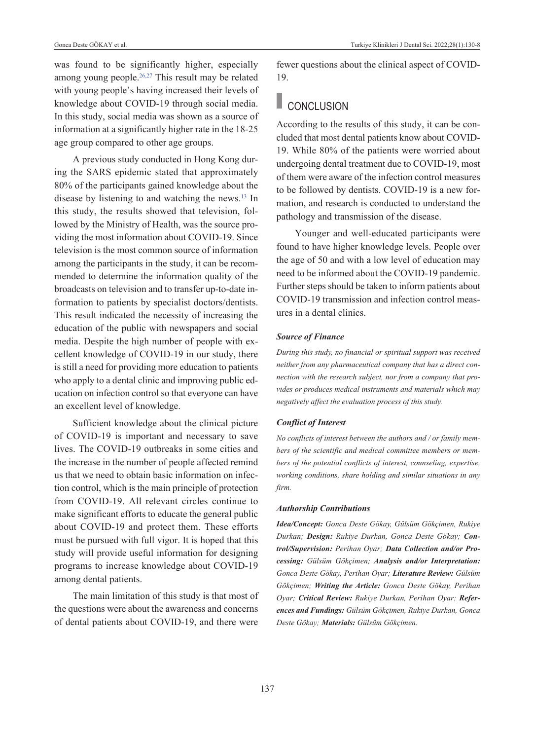was found to be significantly higher, especially among young people.[26,27] This result may be related with young people's having increased their levels of knowledge about COVID-19 through social media. In this study, social media was shown as a source of information at a significantly higher rate in the 18-25 age group compared to other age groups.

A previous study conducted in Hong Kong during the SARS epidemic stated that approximately 80% of the participants gained knowledge about the disease by listening to and watching the news.[13] In this study, the results showed that television, followed by the Ministry of Health, was the source providing the most information about COVID-19. Since television is the most common source of information among the participants in the study, it can be recommended to determine the information quality of the broadcasts on television and to transfer up-to-date information to patients by specialist doctors/dentists. This result indicated the necessity of increasing the education of the public with newspapers and social media. Despite the high number of people with excellent knowledge of COVID-19 in our study, there is still a need for providing more education to patients who apply to a dental clinic and improving public education on infection control so that everyone can have an excellent level of knowledge.

Sufficient knowledge about the clinical picture of COVID-19 is important and necessary to save lives. The COVID-19 outbreaks in some cities and the increase in the number of people affected remind us that we need to obtain basic information on infection control, which is the main principle of protection from COVID-19. All relevant circles continue to make significant efforts to educate the general public about COVID-19 and protect them. These efforts must be pursued with full vigor. It is hoped that this study will provide useful information for designing programs to increase knowledge about COVID-19 among dental patients.

The main limitation of this study is that most of the questions were about the awareness and concerns of dental patients about COVID-19, and there were fewer questions about the clinical aspect of COVID-19.

## CONCLUSION

According to the results of this study, it can be concluded that most dental patients know about COVID-19. While 80% of the patients were worried about undergoing dental treatment due to COVID-19, most of them were aware of the infection control measures to be followed by dentists. COVID-19 is a new formation, and research is conducted to understand the pathology and transmission of the disease.

Younger and well-educated participants were found to have higher knowledge levels. People over the age of 50 and with a low level of education may need to be informed about the COVID-19 pandemic. Further steps should be taken to inform patients about COVID-19 transmission and infection control measures in a dental clinics.

#### *Source of Finance*

*During this study, no financial or spiritual support was received neither from any pharmaceutical company that has a direct connection with the research subject, nor from a company that provides or produces medical instruments and materials which may negatively affect the evaluation process of this study.*

#### *Conflict of Interest*

*No conflicts of interest between the authors and / or family members of the scientific and medical committee members or members of the potential conflicts of interest, counseling, expertise, working conditions, share holding and similar situations in any firm.*

#### *Authorship Contributions*

***Idea/Concept:** Gonca Deste Gökay, Gülsüm Gökçimen, Rukiye Durkan; **Design:** Rukiye Durkan, Gonca Deste Gökay; **Control/Supervision:** Perihan Oyar; **Data Collection and/or Processing:** Gülsüm Gökçimen; **Analysis and/or Interpretation:** Gonca Deste Gökay, Perihan Oyar; **Literature Review:** Gülsüm Gökçimen; **Writing the Article:** Gonca Deste Gökay, Perihan Oyar; **Critical Review:** Rukiye Durkan, Perihan Oyar; **References and Fundings:** Gülsüm Gökçimen, Rukiye Durkan, Gonca Deste Gökay; **Materials:** Gülsüm Gökçimen.*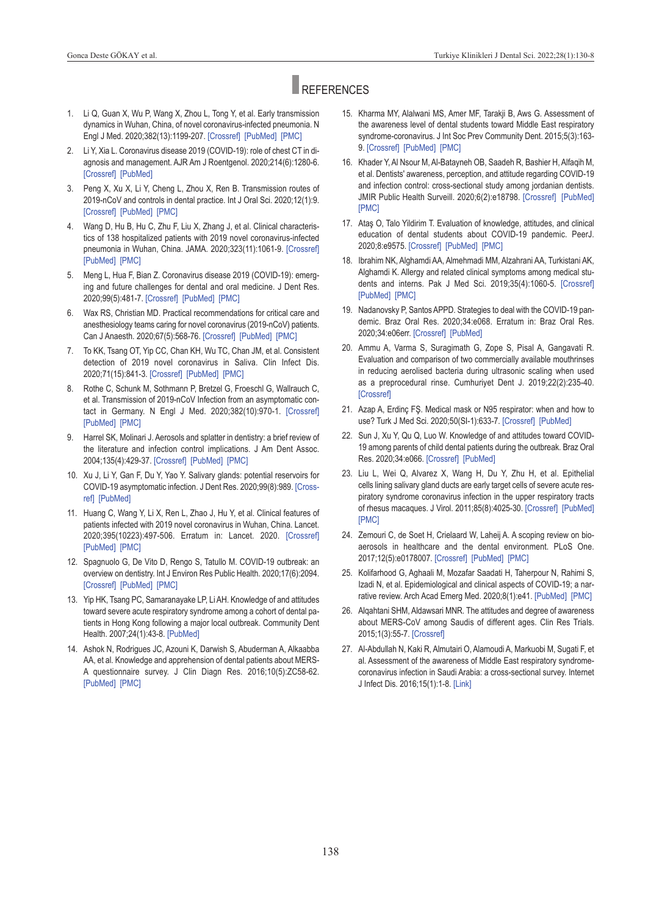## REFERENCES

1. Li Q, Guan X, Wu P, Wang X, Zhou L, Tong Y, et al. Early transmission dynamics in Wuhan, China, of novel coronavirus-infected pneumonia. N Engl J Med. 2020;382(13):1199-207. [Crossref] [PubMed] [PMC]
2. Li Y, Xia L. Coronavirus disease 2019 (COVID-19): role of chest CT in diagnosis and management. AJR Am J Roentgenol. 2020;214(6):1280-6. [Crossref] [PubMed]
3. Peng X, Xu X, Li Y, Cheng L, Zhou X, Ren B. Transmission routes of 2019-nCoV and controls in dental practice. Int J Oral Sci. 2020;12(1):9. [Crossref] [PubMed] [PMC]
4. Wang D, Hu B, Hu C, Zhu F, Liu X, Zhang J, et al. Clinical characteristics of 138 hospitalized patients with 2019 novel coronavirus-infected pneumonia in Wuhan, China. JAMA. 2020;323(11):1061-9. [Crossref] [PubMed] [PMC]
5. Meng L, Hua F, Bian Z. Coronavirus disease 2019 (COVID-19): emerging and future challenges for dental and oral medicine. J Dent Res. 2020;99(5):481-7. [Crossref] [PubMed] [PMC]
6. Wax RS, Christian MD. Practical recommendations for critical care and anesthesiology teams caring for novel coronavirus (2019-nCoV) patients. Can J Anaesth. 2020;67(5):568-76. [Crossref] [PubMed] [PMC]
7. To KK, Tsang OT, Yip CC, Chan KH, Wu TC, Chan JM, et al. Consistent detection of 2019 novel coronavirus in Saliva. Clin Infect Dis. 2020;71(15):841-3. [Crossref] [PubMed] [PMC]
8. Rothe C, Schunk M, Sothmann P, Bretzel G, Froeschl G, Wallrauch C, et al. Transmission of 2019-nCoV Infection from an asymptomatic contact in Germany. N Engl J Med. 2020;382(10):970-1. [Crossref] [PubMed] [PMC]
9. Harrel SK, Molinari J. Aerosols and splatter in dentistry: a brief review of the literature and infection control implications. J Am Dent Assoc. 2004;135(4):429-37. [Crossref] [PubMed] [PMC]
10. Xu J, Li Y, Gan F, Du Y, Yao Y. Salivary glands: potential reservoirs for COVID-19 asymptomatic infection. J Dent Res. 2020;99(8):989. [Crossref] [PubMed]
11. Huang C, Wang Y, Li X, Ren L, Zhao J, Hu Y, et al. Clinical features of patients infected with 2019 novel coronavirus in Wuhan, China. Lancet. 2020;395(10223):497-506. Erratum in: Lancet. 2020. [Crossref] [PubMed] [PMC]
12. Spagnuolo G, De Vito D, Rengo S, Tatullo M. COVID-19 outbreak: an overview on dentistry. Int J Environ Res Public Health. 2020;17(6):2094. [Crossref] [PubMed] [PMC]
13. Yip HK, Tsang PC, Samaranayake LP, Li AH. Knowledge of and attitudes toward severe acute respiratory syndrome among a cohort of dental patients in Hong Kong following a major local outbreak. Community Dent Health. 2007;24(1):43-8. [PubMed]
14. Ashok N, Rodrigues JC, Azouni K, Darwish S, Abuderman A, Alkaabba AA, et al. Knowledge and apprehension of dental patients about MERS-A questionnaire survey. J Clin Diagn Res. 2016;10(5):ZC58-62. [PubMed] [PMC]
15. Kharma MY, Alalwani MS, Amer MF, Tarakji B, Aws G. Assessment of the awareness level of dental students toward Middle East respiratory syndrome-coronavirus. J Int Soc Prev Community Dent. 2015;5(3):163-9. [Crossref] [PubMed] [PMC]
16. Khader Y, Al Nsour M, Al-Batayneh OB, Saadeh R, Bashier H, Alfaqih M, et al. Dentists' awareness, perception, and attitude regarding COVID-19 and infection control: cross-sectional study among jordanian dentists. JMIR Public Health Surveill. 2020;6(2):e18798. [Crossref] [PubMed] [PMC]
17. Ataş O, Talo Yildirim T. Evaluation of knowledge, attitudes, and clinical education of dental students about COVID-19 pandemic. PeerJ. 2020;8:e9575. [Crossref] [PubMed] [PMC]
18. Ibrahim NK, Alghamdi AA, Almehmadi MM, Alzahrani AA, Turkistani AK, Alghamdi K. Allergy and related clinical symptoms among medical students and interns. Pak J Med Sci. 2019;35(4):1060-5. [Crossref] [PubMed] [PMC]
19. Nadanovsky P, Santos APPD. Strategies to deal with the COVID-19 pandemic. Braz Oral Res. 2020;34:e068. Erratum in: Braz Oral Res. 2020;34:e06err. [Crossref] [PubMed]
20. Ammu A, Varma S, Suragimath G, Zope S, Pisal A, Gangavati R. Evaluation and comparison of two commercially available mouthrinses in reducing aerolised bacteria during ultrasonic scaling when used as a preprocedural rinse. Cumhuriyet Dent J. 2019;22(2):235-40. [Crossref]
21. Azap A, Erdinç FŞ. Medical mask or N95 respirator: when and how to use? Turk J Med Sci. 2020;50(SI-1):633-7. [Crossref] [PubMed]
22. Sun J, Xu Y, Qu Q, Luo W. Knowledge of and attitudes toward COVID-19 among parents of child dental patients during the outbreak. Braz Oral Res. 2020;34:e066. [Crossref] [PubMed]
23. Liu L, Wei Q, Alvarez X, Wang H, Du Y, Zhu H, et al. Epithelial cells lining salivary gland ducts are early target cells of severe acute respiratory syndrome coronavirus infection in the upper respiratory tracts of rhesus macaques. J Virol. 2011;85(8):4025-30. [Crossref] [PubMed] [PMC]
24. Zemouri C, de Soet H, Crielaard W, Laheij A. A scoping review on bio-aerosols in healthcare and the dental environment. PLoS One. 2017;12(5):e0178007. [Crossref] [PubMed] [PMC]
25. Kolifarhood G, Aghaali M, Mozafar Saadati H, Taherpour N, Rahimi S, Izadi N, et al. Epidemiological and clinical aspects of COVID-19; a narrative review. Arch Acad Emerg Med. 2020;8(1):e41. [PubMed] [PMC]
26. Alqahtani SHM, Aldawsari MNR. The attitudes and degree of awareness about MERS-CoV among Saudis of different ages. Clin Res Trials. 2015;1(3):55-7. [Crossref]
27. Al-Abdullah N, Kaki R, Almutairi O, Alamoudi A, Markuobi M, Sugati F, et al. Assessment of the awareness of Middle East respiratory syndrome-coronavirus infection in Saudi Arabia: a cross-sectional survey. Internet J Infect Dis. 2016;15(1):1-8. [Link]